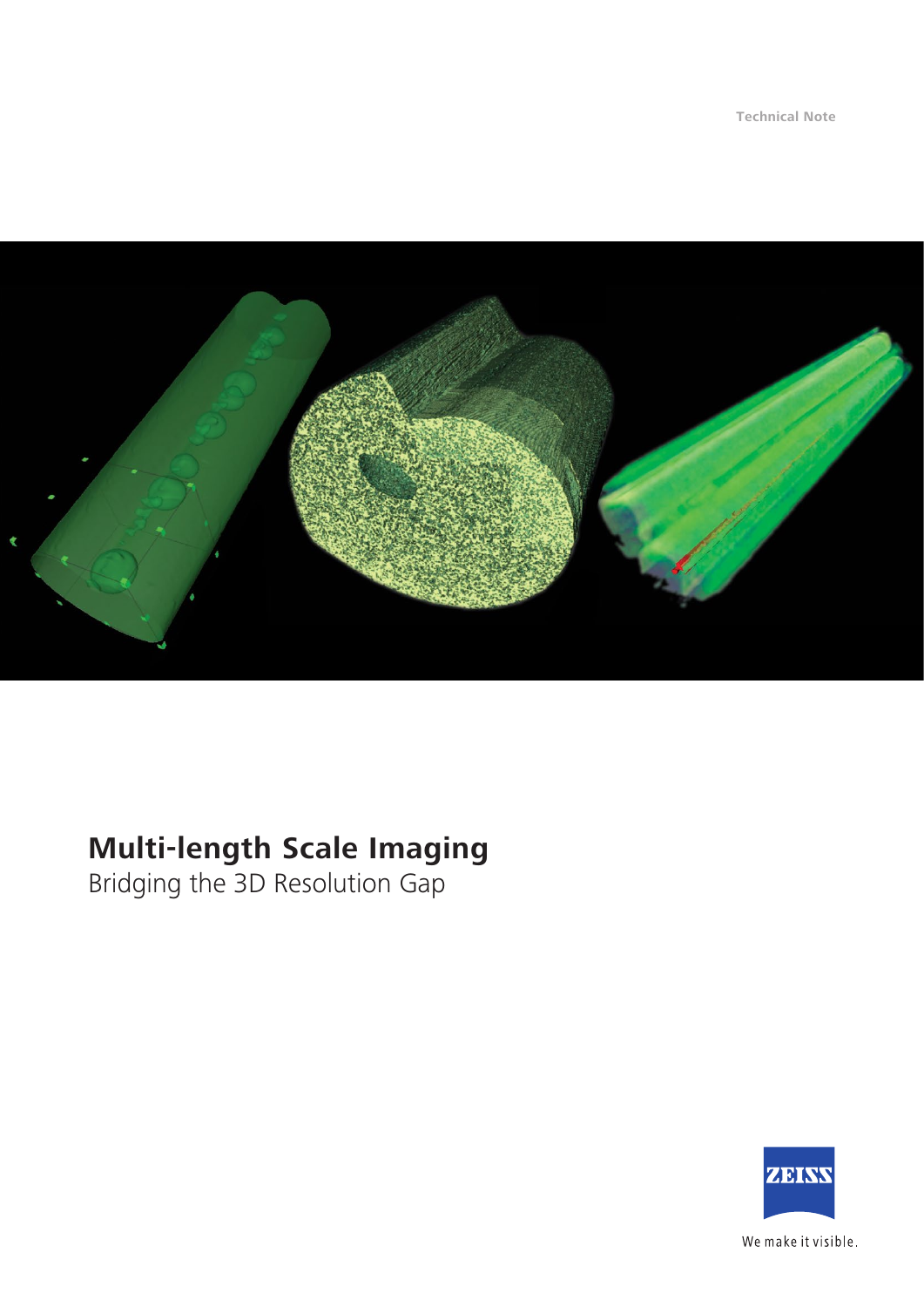Technical Note

# Multi-length Scale Imaging

Bridging the 3D Resolution Gap

We make it visible.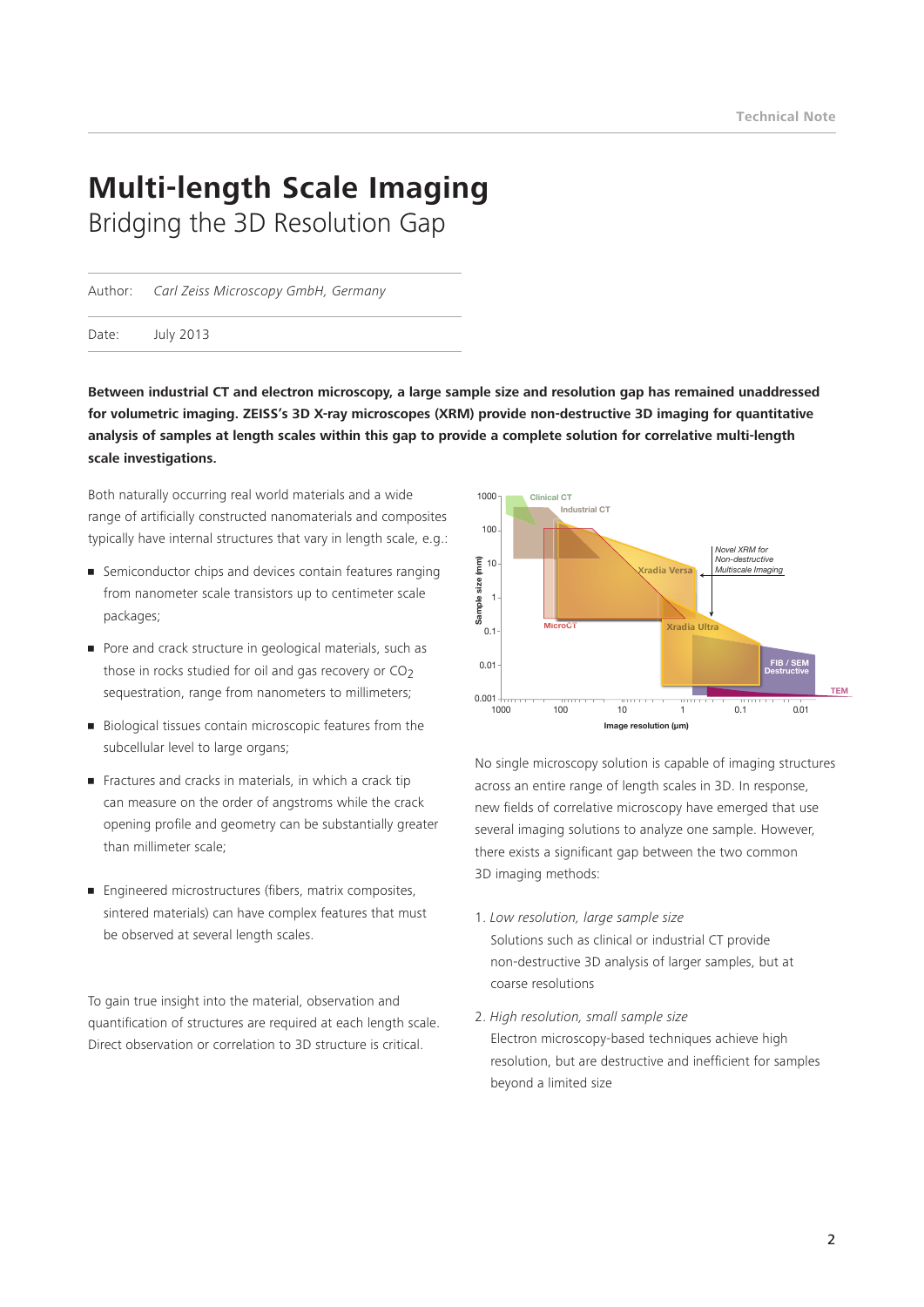# Multi-length Scale Imaging

Bridging the 3D Resolution Gap

Author: *Carl Zeiss Microscopy GmbH, Germany*

Date: July 2013

**Between industrial CT and electron microscopy, a large sample size and resolution gap has remained unaddressed for volumetric imaging. ZEISS's 3D X-ray microscopes (XRM) provide non-destructive 3D imaging for quantitative analysis of samples at length scales within this gap to provide a complete solution for correlative multi-length scale investigations.**

Both naturally occurring real world materials and a wide range of artificially constructed nanomaterials and composites typically have internal structures that vary in length scale, e.g.:

- Semiconductor chips and devices contain features ranging from nanometer scale transistors up to centimeter scale packages;
- Pore and crack structure in geological materials, such as those in rocks studied for oil and gas recovery or $CO_2$ sequestration, range from nanometers to millimeters;
- Biological tissues contain microscopic features from the subcellular level to large organs;
- Fractures and cracks in materials, in which a crack tip can measure on the order of angstroms while the crack opening profile and geometry can be substantially greater than millimeter scale;
- Engineered microstructures (fibers, matrix composites, sintered materials) can have complex features that must be observed at several length scales.

To gain true insight into the material, observation and quantification of structures are required at each length scale. Direct observation or correlation to 3D structure is critical.

No single microscopy solution is capable of imaging structures across an entire range of length scales in 3D. In response, new fields of correlative microscopy have emerged that use several imaging solutions to analyze one sample. However, there exists a significant gap between the two common 3D imaging methods:

1. *Low resolution, large sample size*
   Solutions such as clinical or industrial CT provide non-destructive 3D analysis of larger samples, but at coarse resolutions
2. *High resolution, small sample size*
   Electron microscopy-based techniques achieve high resolution, but are destructive and inefficient for samples beyond a limited size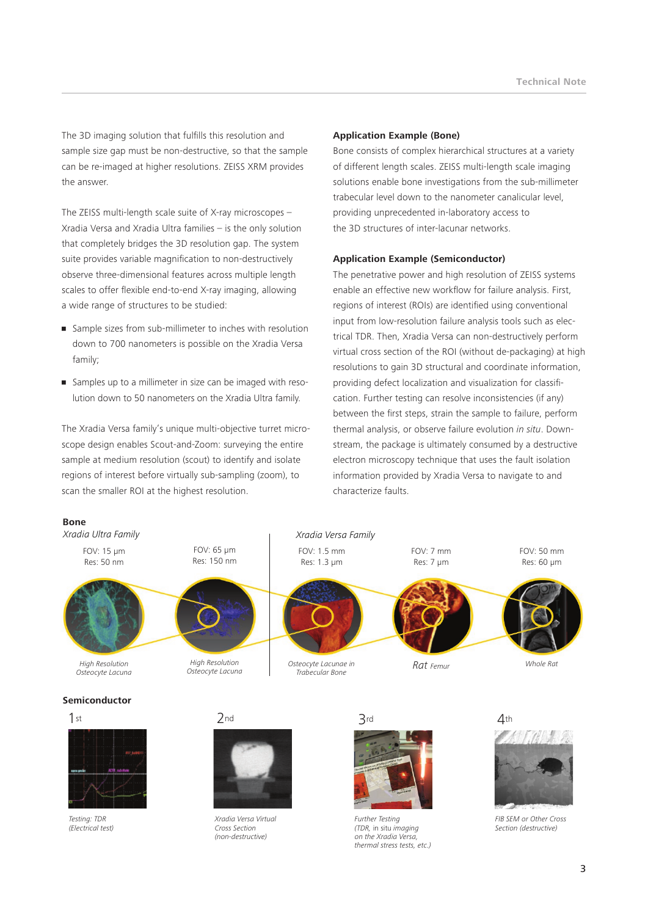The 3D imaging solution that fulfills this resolution and sample size gap must be non-destructive, so that the sample can be re-imaged at higher resolutions. ZEISS XRM provides the answer.

The ZEISS multi-length scale suite of X-ray microscopes – Xradia Versa and Xradia Ultra families – is the only solution that completely bridges the 3D resolution gap. The system suite provides variable magnification to non-destructively observe three-dimensional features across multiple length scales to offer flexible end-to-end X-ray imaging, allowing a wide range of structures to be studied:

- Sample sizes from sub-millimeter to inches with resolution down to 700 nanometers is possible on the Xradia Versa family;
- Samples up to a millimeter in size can be imaged with resolution down to 50 nanometers on the Xradia Ultra family.

The Xradia Versa family's unique multi-objective turret microscope design enables Scout-and-Zoom: surveying the entire sample at medium resolution (scout) to identify and isolate regions of interest before virtually sub-sampling (zoom), to scan the smaller ROI at the highest resolution.

**Application Example (Bone)**

Bone consists of complex hierarchical structures at a variety of different length scales. ZEISS multi-length scale imaging solutions enable bone investigations from the sub-millimeter trabecular level down to the nanometer canalicular level, providing unprecedented in-laboratory access to the 3D structures of inter-lacunar networks.

**Application Example (Semiconductor)**

The penetrative power and high resolution of ZEISS systems enable an effective new workflow for failure analysis. First, regions of interest (ROIs) are identified using conventional input from low-resolution failure analysis tools such as electrical TDR. Then, Xradia Versa can non-destructively perform virtual cross section of the ROI (without de-packaging) at high resolutions to gain 3D structural and coordinate information, providing defect localization and visualization for classification. Further testing can resolve inconsistencies (if any) between the first steps, strain the sample to failure, perform thermal analysis, or observe failure evolution *in situ*. Downstream, the package is ultimately consumed by a destructive electron microscopy technique that uses the fault isolation information provided by Xradia Versa to navigate to and characterize faults.

**Bone**

| *Xradia Ultra Family* | | *Xradia Versa Family* | | |
|---|---|---|---|---|
| FOV: 15 µm<br>Res: 50 nm | FOV: 65 µm<br>Res: 150 nm | FOV: 1.5 mm<br>Res: 1.3 µm | FOV: 7 mm<br>Res: 7 µm | FOV: 50 mm<br>Res: 60 µm |
| *High Resolution Osteocyte Lacuna* | *High Resolution Osteocyte Lacuna* | *Osteocyte Lacunae in Trabecular Bone* | *Rat Femur* | *Whole Rat* |

**Semiconductor**

1st — *Testing: TDR (Electrical test)*

2nd — *Xradia Versa Virtual Cross Section (non-destructive)*

3rd — *Further Testing (TDR, in situ imaging on the Xradia Versa, thermal stress tests, etc.)*

4th — *FIB SEM or Other Cross Section (destructive)*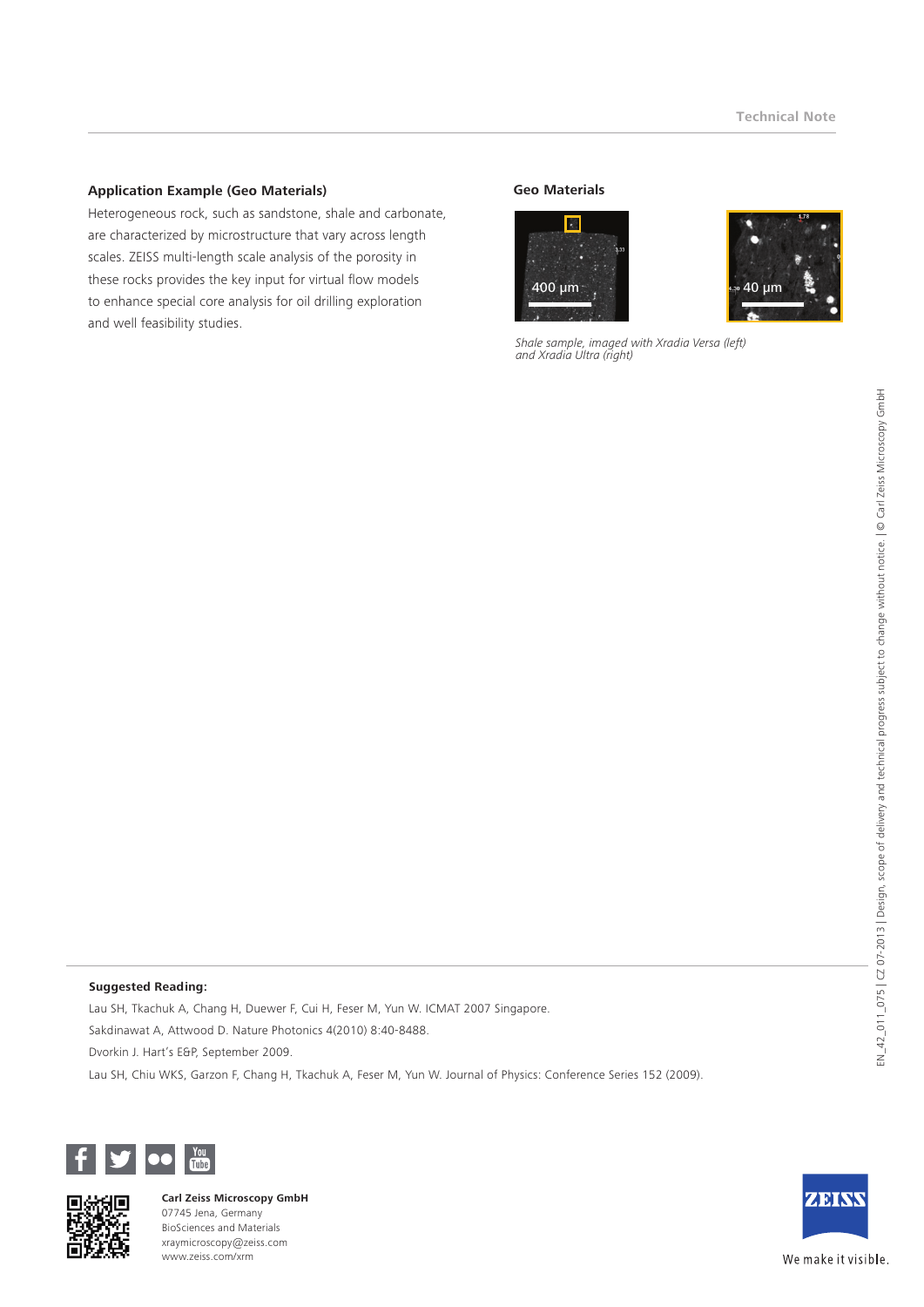## Application Example (Geo Materials)

Heterogeneous rock, such as sandstone, shale and carbonate, are characterized by microstructure that vary across length scales. ZEISS multi-length scale analysis of the porosity in these rocks provides the key input for virtual flow models to enhance special core analysis for oil drilling exploration and well feasibility studies.

### Geo Materials

400 µm

40 µm

*Shale sample, imaged with Xradia Versa (left) and Xradia Ultra (right)*

**Suggested Reading:**

Lau SH, Tkachuk A, Chang H, Duewer F, Cui H, Feser M, Yun W. ICMAT 2007 Singapore.

Sakdinawat A, Attwood D. Nature Photonics 4(2010) 8:40-8488.

Dvorkin J. Hart's E&P, September 2009.

Lau SH, Chiu WKS, Garzon F, Chang H, Tkachuk A, Feser M, Yun W. Journal of Physics: Conference Series 152 (2009).

**Carl Zeiss Microscopy GmbH**
07745 Jena, Germany
BioSciences and Materials
xraymicroscopy@zeiss.com
www.zeiss.com/xrm

We make it visible.

EN_42_011_075 | CZ 07-2013 | Design, scope of delivery and technical progress subject to change without notice. | © Carl Zeiss Microscopy GmbH